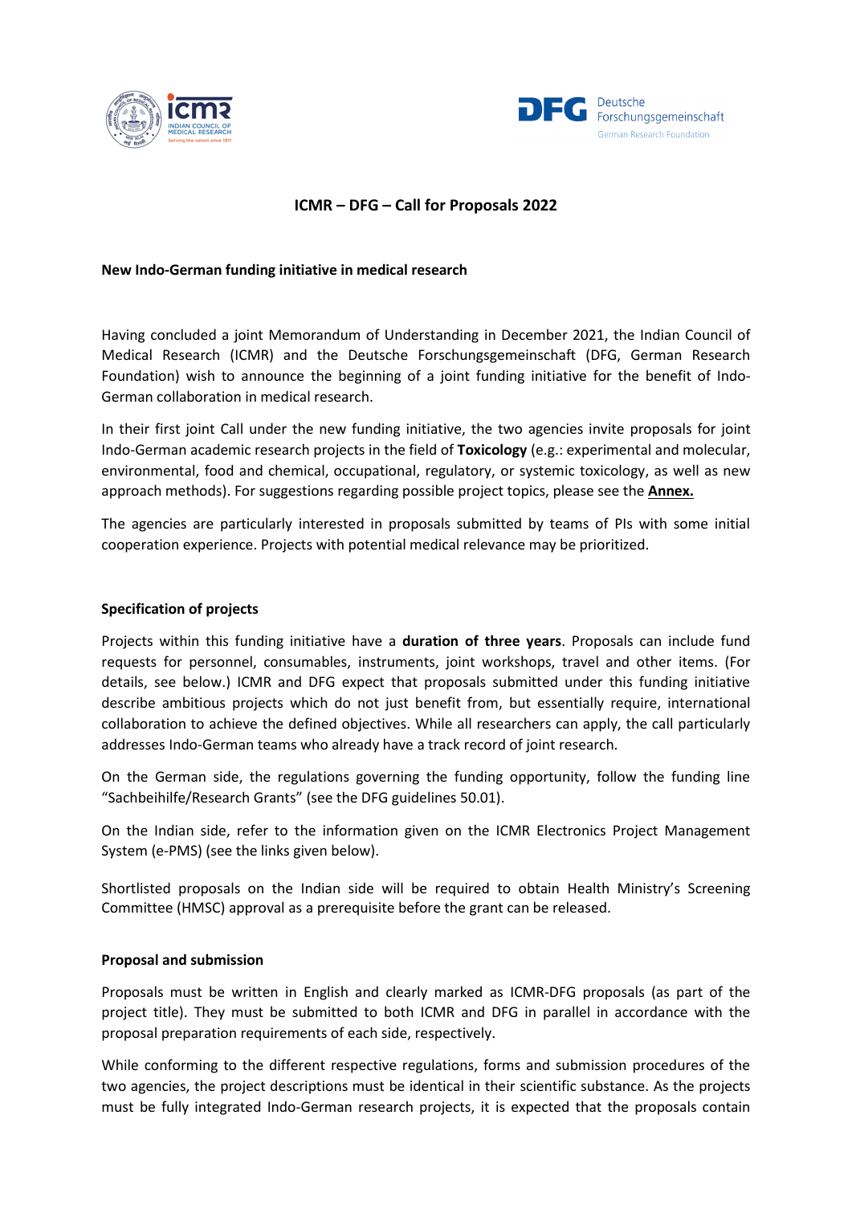# ICMR – DFG – Call for Proposals 2022

**New Indo-German funding initiative in medical research**

Having concluded a joint Memorandum of Understanding in December 2021, the Indian Council of Medical Research (ICMR) and the Deutsche Forschungsgemeinschaft (DFG, German Research Foundation) wish to announce the beginning of a joint funding initiative for the benefit of Indo-German collaboration in medical research.

In their first joint Call under the new funding initiative, the two agencies invite proposals for joint Indo-German academic research projects in the field of **Toxicology** (e.g.: experimental and molecular, environmental, food and chemical, occupational, regulatory, or systemic toxicology, as well as new approach methods). For suggestions regarding possible project topics, please see the **Annex.**

The agencies are particularly interested in proposals submitted by teams of PIs with some initial cooperation experience. Projects with potential medical relevance may be prioritized.

## Specification of projects

Projects within this funding initiative have a **duration of three years**. Proposals can include fund requests for personnel, consumables, instruments, joint workshops, travel and other items. (For details, see below.) ICMR and DFG expect that proposals submitted under this funding initiative describe ambitious projects which do not just benefit from, but essentially require, international collaboration to achieve the defined objectives. While all researchers can apply, the call particularly addresses Indo-German teams who already have a track record of joint research.

On the German side, the regulations governing the funding opportunity, follow the funding line "Sachbeihilfe/Research Grants" (see the DFG guidelines 50.01).

On the Indian side, refer to the information given on the ICMR Electronics Project Management System (e-PMS) (see the links given below).

Shortlisted proposals on the Indian side will be required to obtain Health Ministry's Screening Committee (HMSC) approval as a prerequisite before the grant can be released.

## Proposal and submission

Proposals must be written in English and clearly marked as ICMR-DFG proposals (as part of the project title). They must be submitted to both ICMR and DFG in parallel in accordance with the proposal preparation requirements of each side, respectively.

While conforming to the different respective regulations, forms and submission procedures of the two agencies, the project descriptions must be identical in their scientific substance. As the projects must be fully integrated Indo-German research projects, it is expected that the proposals contain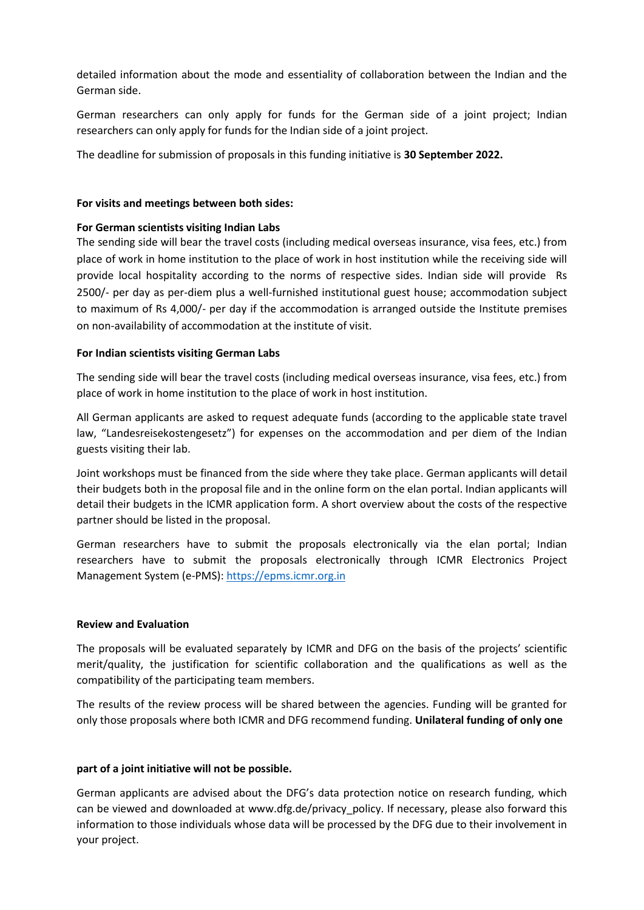detailed information about the mode and essentiality of collaboration between the Indian and the German side.

German researchers can only apply for funds for the German side of a joint project; Indian researchers can only apply for funds for the Indian side of a joint project.

The deadline for submission of proposals in this funding initiative is **30 September 2022.**

**For visits and meetings between both sides:**

**For German scientists visiting Indian Labs**

The sending side will bear the travel costs (including medical overseas insurance, visa fees, etc.) from place of work in home institution to the place of work in host institution while the receiving side will provide local hospitality according to the norms of respective sides. Indian side will provide Rs 2500/- per day as per-diem plus a well-furnished institutional guest house; accommodation subject to maximum of Rs 4,000/- per day if the accommodation is arranged outside the Institute premises on non-availability of accommodation at the institute of visit.

**For Indian scientists visiting German Labs**

The sending side will bear the travel costs (including medical overseas insurance, visa fees, etc.) from place of work in home institution to the place of work in host institution.

All German applicants are asked to request adequate funds (according to the applicable state travel law, "Landesreisekostengesetz") for expenses on the accommodation and per diem of the Indian guests visiting their lab.

Joint workshops must be financed from the side where they take place. German applicants will detail their budgets both in the proposal file and in the online form on the elan portal. Indian applicants will detail their budgets in the ICMR application form. A short overview about the costs of the respective partner should be listed in the proposal.

German researchers have to submit the proposals electronically via the elan portal; Indian researchers have to submit the proposals electronically through ICMR Electronics Project Management System (e-PMS): https://epms.icmr.org.in

**Review and Evaluation**

The proposals will be evaluated separately by ICMR and DFG on the basis of the projects' scientific merit/quality, the justification for scientific collaboration and the qualifications as well as the compatibility of the participating team members.

The results of the review process will be shared between the agencies. Funding will be granted for only those proposals where both ICMR and DFG recommend funding. **Unilateral funding of only one part of a joint initiative will not be possible.**

German applicants are advised about the DFG's data protection notice on research funding, which can be viewed and downloaded at www.dfg.de/privacy_policy. If necessary, please also forward this information to those individuals whose data will be processed by the DFG due to their involvement in your project.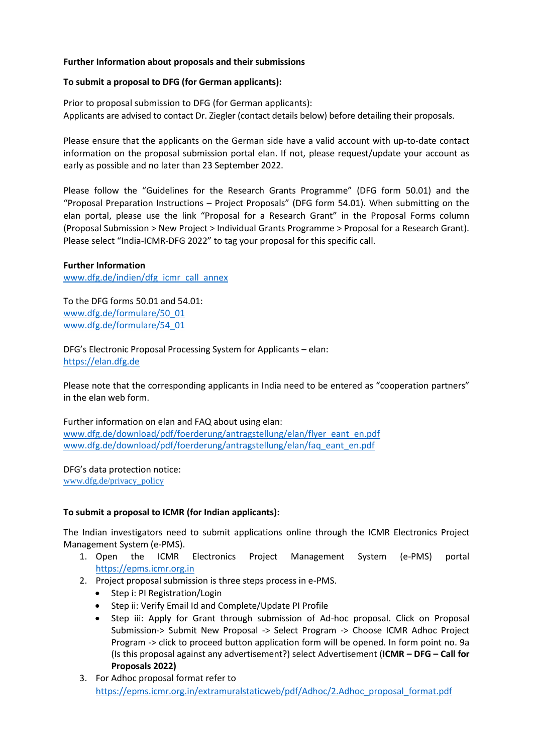**Further Information about proposals and their submissions**

**To submit a proposal to DFG (for German applicants):**

Prior to proposal submission to DFG (for German applicants):
Applicants are advised to contact Dr. Ziegler (contact details below) before detailing their proposals.

Please ensure that the applicants on the German side have a valid account with up-to-date contact information on the proposal submission portal elan. If not, please request/update your account as early as possible and no later than 23 September 2022.

Please follow the "Guidelines for the Research Grants Programme" (DFG form 50.01) and the "Proposal Preparation Instructions – Project Proposals" (DFG form 54.01). When submitting on the elan portal, please use the link "Proposal for a Research Grant" in the Proposal Forms column (Proposal Submission > New Project > Individual Grants Programme > Proposal for a Research Grant). Please select "India-ICMR-DFG 2022" to tag your proposal for this specific call.

**Further Information**
www.dfg.de/indien/dfg_icmr_call_annex

To the DFG forms 50.01 and 54.01:
www.dfg.de/formulare/50_01
www.dfg.de/formulare/54_01

DFG's Electronic Proposal Processing System for Applicants – elan:
https://elan.dfg.de

Please note that the corresponding applicants in India need to be entered as "cooperation partners" in the elan web form.

Further information on elan and FAQ about using elan:
www.dfg.de/download/pdf/foerderung/antragstellung/elan/flyer_eant_en.pdf
www.dfg.de/download/pdf/foerderung/antragstellung/elan/faq_eant_en.pdf

DFG's data protection notice:
www.dfg.de/privacy_policy

**To submit a proposal to ICMR (for Indian applicants):**

The Indian investigators need to submit applications online through the ICMR Electronics Project Management System (e-PMS).

1. Open the ICMR Electronics Project Management System (e-PMS) portal https://epms.icmr.org.in
2. Project proposal submission is three steps process in e-PMS.
   - Step i: PI Registration/Login
   - Step ii: Verify Email Id and Complete/Update PI Profile
   - Step iii: Apply for Grant through submission of Ad-hoc proposal. Click on Proposal Submission-> Submit New Proposal -> Select Program -> Choose ICMR Adhoc Project Program -> click to proceed button application form will be opened. In form point no. 9a (Is this proposal against any advertisement?) select Advertisement (**ICMR – DFG – Call for Proposals 2022)**
3. For Adhoc proposal format refer to https://epms.icmr.org.in/extramuralstaticweb/pdf/Adhoc/2.Adhoc_proposal_format.pdf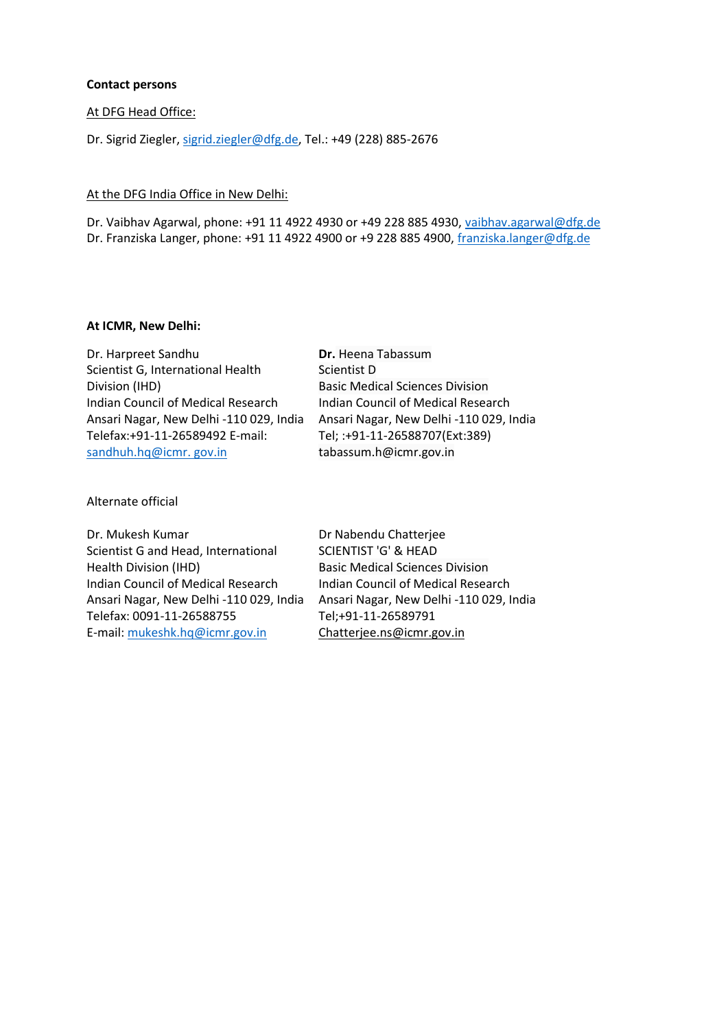**Contact persons**

At DFG Head Office:

Dr. Sigrid Ziegler, sigrid.ziegler@dfg.de, Tel.: +49 (228) 885-2676

At the DFG India Office in New Delhi:

Dr. Vaibhav Agarwal, phone: +91 11 4922 4930 or +49 228 885 4930, vaibhav.agarwal@dfg.de
Dr. Franziska Langer, phone: +91 11 4922 4900 or +9 228 885 4900, franziska.langer@dfg.de

**At ICMR, New Delhi:**

Dr. Harpreet Sandhu
Scientist G, International Health Division (IHD)
Indian Council of Medical Research
Ansari Nagar, New Delhi -110 029, India
Telefax:+91-11-26589492 E-mail:
sandhuh.hq@icmr. gov.in

**Dr.** Heena Tabassum
Scientist D
Basic Medical Sciences Division
Indian Council of Medical Research
Ansari Nagar, New Delhi -110 029, India
Tel; :+91-11-26588707(Ext:389)
tabassum.h@icmr.gov.in

Alternate official

Dr. Mukesh Kumar
Scientist G and Head, International Health Division (IHD)
Indian Council of Medical Research
Ansari Nagar, New Delhi -110 029, India
Telefax: 0091-11-26588755
E-mail: mukeshk.hq@icmr.gov.in

Dr Nabendu Chatterjee
SCIENTIST 'G' & HEAD
Basic Medical Sciences Division
Indian Council of Medical Research
Ansari Nagar, New Delhi -110 029, India
Tel;+91-11-26589791
Chatterjee.ns@icmr.gov.in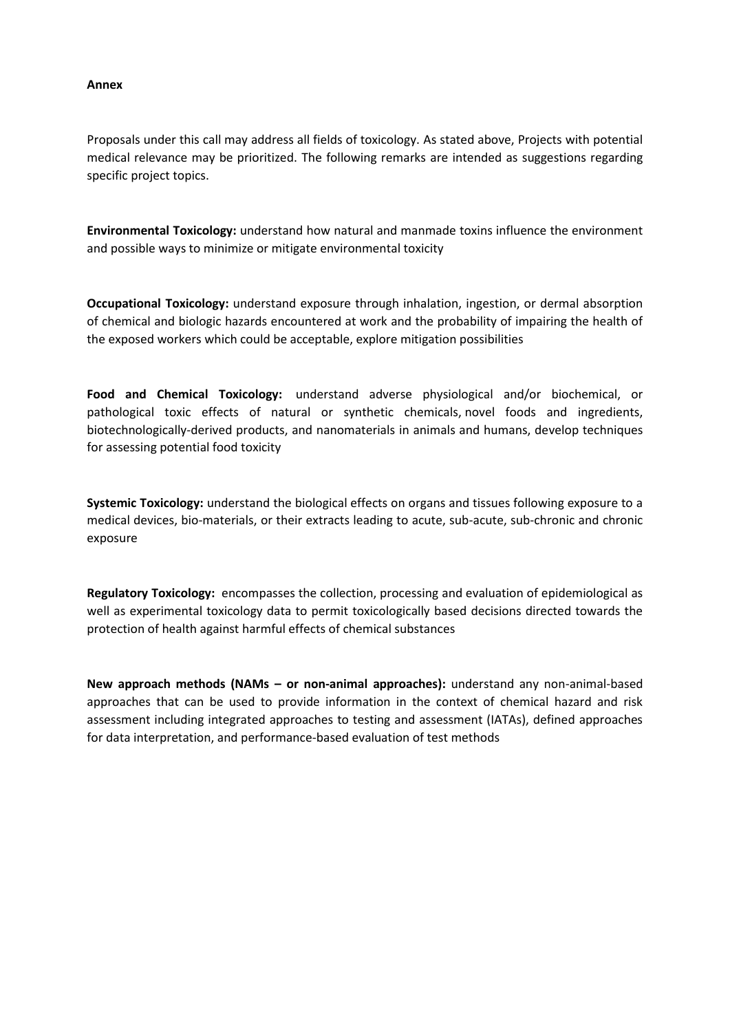**Annex**

Proposals under this call may address all fields of toxicology. As stated above, Projects with potential medical relevance may be prioritized. The following remarks are intended as suggestions regarding specific project topics.

**Environmental Toxicology:** understand how natural and manmade toxins influence the environment and possible ways to minimize or mitigate environmental toxicity

**Occupational Toxicology:** understand exposure through inhalation, ingestion, or dermal absorption of chemical and biologic hazards encountered at work and the probability of impairing the health of the exposed workers which could be acceptable, explore mitigation possibilities

**Food and Chemical Toxicology:** understand adverse physiological and/or biochemical, or pathological toxic effects of natural or synthetic chemicals, novel foods and ingredients, biotechnologically-derived products, and nanomaterials in animals and humans, develop techniques for assessing potential food toxicity

**Systemic Toxicology:** understand the biological effects on organs and tissues following exposure to a medical devices, bio-materials, or their extracts leading to acute, sub-acute, sub-chronic and chronic exposure

**Regulatory Toxicology:** encompasses the collection, processing and evaluation of epidemiological as well as experimental toxicology data to permit toxicologically based decisions directed towards the protection of health against harmful effects of chemical substances

**New approach methods (NAMs – or non-animal approaches):** understand any non-animal-based approaches that can be used to provide information in the context of chemical hazard and risk assessment including integrated approaches to testing and assessment (IATAs), defined approaches for data interpretation, and performance-based evaluation of test methods